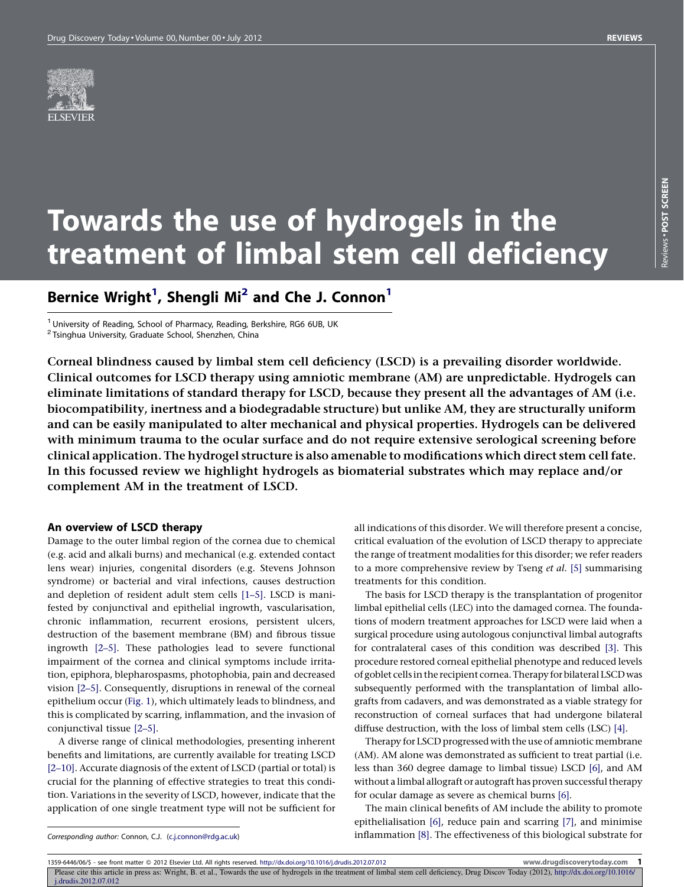# Towards the use of hydrogels in the treatment of limbal stem cell deficiency

## Bernice Wright[1], Shengli Mi[2] and Che J. Connon[1]

[1] University of Reading, School of Pharmacy, Reading, Berkshire, RG6 6UB, UK
[2] Tsinghua University, Graduate School, Shenzhen, China

**Corneal blindness caused by limbal stem cell deficiency (LSCD) is a prevailing disorder worldwide. Clinical outcomes for LSCD therapy using amniotic membrane (AM) are unpredictable. Hydrogels can eliminate limitations of standard therapy for LSCD, because they present all the advantages of AM (i.e. biocompatibility, inertness and a biodegradable structure) but unlike AM, they are structurally uniform and can be easily manipulated to alter mechanical and physical properties. Hydrogels can be delivered with minimum trauma to the ocular surface and do not require extensive serological screening before clinical application. The hydrogel structure is also amenable to modifications which direct stem cell fate. In this focussed review we highlight hydrogels as biomaterial substrates which may replace and/or complement AM in the treatment of LSCD.**

### An overview of LSCD therapy

Damage to the outer limbal region of the cornea due to chemical (e.g. acid and alkali burns) and mechanical (e.g. extended contact lens wear) injuries, congenital disorders (e.g. Stevens Johnson syndrome) or bacterial and viral infections, causes destruction and depletion of resident adult stem cells [1–5]. LSCD is manifested by conjunctival and epithelial ingrowth, vascularisation, chronic inflammation, recurrent erosions, persistent ulcers, destruction of the basement membrane (BM) and fibrous tissue ingrowth [2–5]. These pathologies lead to severe functional impairment of the cornea and clinical symptoms include irritation, epiphora, blepharospasms, photophobia, pain and decreased vision [2–5]. Consequently, disruptions in renewal of the corneal epithelium occur (Fig. 1), which ultimately leads to blindness, and this is complicated by scarring, inflammation, and the invasion of conjunctival tissue [2–5].

A diverse range of clinical methodologies, presenting inherent benefits and limitations, are currently available for treating LSCD [2–10]. Accurate diagnosis of the extent of LSCD (partial or total) is crucial for the planning of effective strategies to treat this condition. Variations in the severity of LSCD, however, indicate that the application of one single treatment type will not be sufficient for all indications of this disorder. We will therefore present a concise, critical evaluation of the evolution of LSCD therapy to appreciate the range of treatment modalities for this disorder; we refer readers to a more comprehensive review by Tseng *et al.* [5] summarising treatments for this condition.

The basis for LSCD therapy is the transplantation of progenitor limbal epithelial cells (LEC) into the damaged cornea. The foundations of modern treatment approaches for LSCD were laid when a surgical procedure using autologous conjunctival limbal autografts for contralateral cases of this condition was described [3]. This procedure restored corneal epithelial phenotype and reduced levels of goblet cells in the recipient cornea. Therapy for bilateral LSCD was subsequently performed with the transplantation of limbal allografts from cadavers, and was demonstrated as a viable strategy for reconstruction of corneal surfaces that had undergone bilateral diffuse destruction, with the loss of limbal stem cells (LSC) [4].

Therapy for LSCD progressed with the use of amniotic membrane (AM). AM alone was demonstrated as sufficient to treat partial (i.e. less than 360 degree damage to limbal tissue) LSCD [6], and AM without a limbal allograft or autograft has proven successful therapy for ocular damage as severe as chemical burns [6].

The main clinical benefits of AM include the ability to promote epithelialisation [6], reduce pain and scarring [7], and minimise inflammation [8]. The effectiveness of this biological substrate for

*Corresponding author:* Connon, C.J. (c.j.connon@rdg.ac.uk)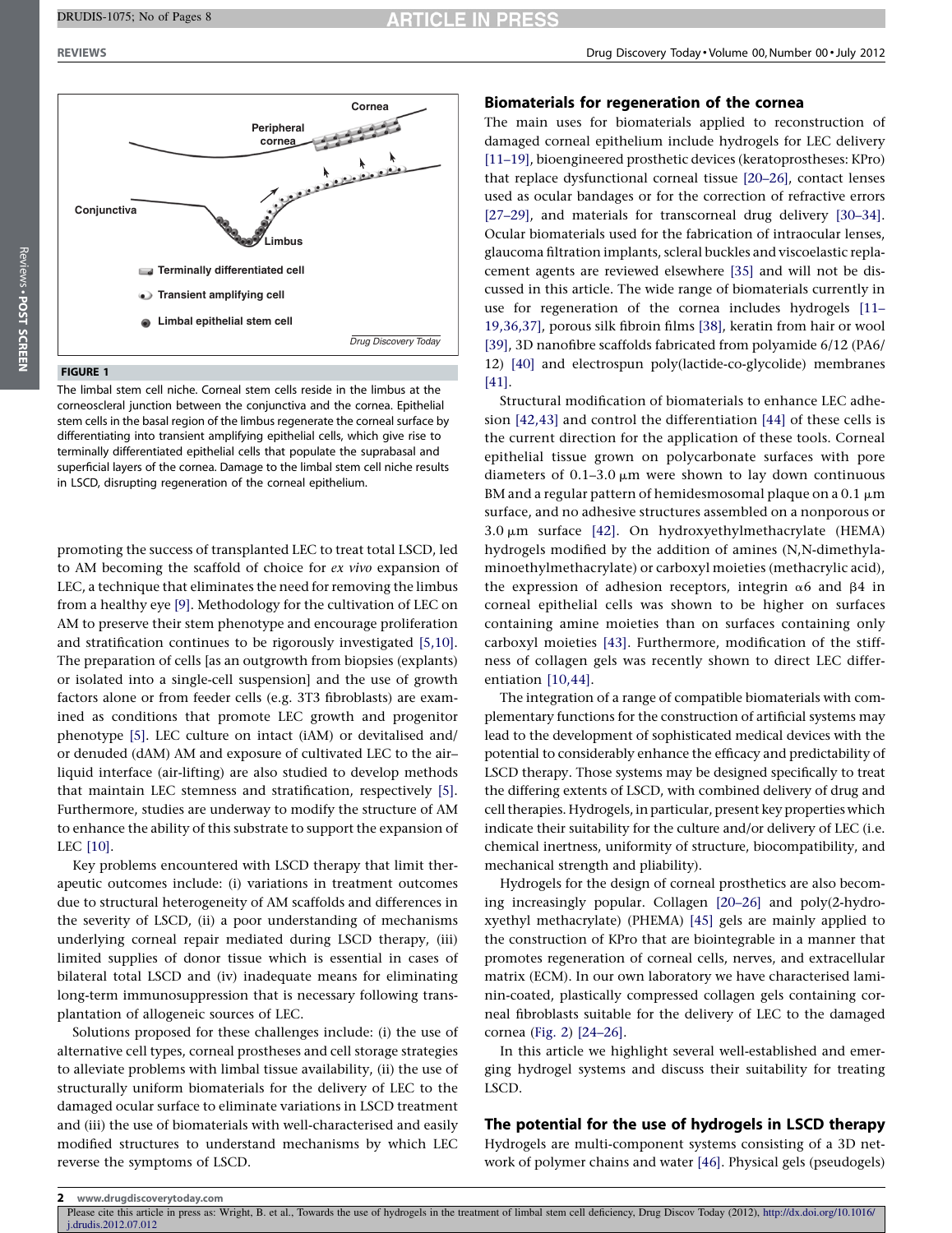Cornea

Peripheral cornea

Conjunctiva

Limbus

Terminally differentiated cell

Transient amplifying cell

Limbal epithelial stem cell

**FIGURE 1**

The limbal stem cell niche. Corneal stem cells reside in the limbus at the corneoscleral junction between the conjunctiva and the cornea. Epithelial stem cells in the basal region of the limbus regenerate the corneal surface by differentiating into transient amplifying epithelial cells, which give rise to terminally differentiated epithelial cells that populate the suprabasal and superficial layers of the cornea. Damage to the limbal stem cell niche results in LSCD, disrupting regeneration of the corneal epithelium.

promoting the success of transplanted LEC to treat total LSCD, led to AM becoming the scaffold of choice for *ex vivo* expansion of LEC, a technique that eliminates the need for removing the limbus from a healthy eye [9]. Methodology for the cultivation of LEC on AM to preserve their stem phenotype and encourage proliferation and stratification continues to be rigorously investigated [5,10]. The preparation of cells [as an outgrowth from biopsies (explants) or isolated into a single-cell suspension] and the use of growth factors alone or from feeder cells (e.g. 3T3 fibroblasts) are examined as conditions that promote LEC growth and progenitor phenotype [5]. LEC culture on intact (iAM) or devitalised and/or denuded (dAM) AM and exposure of cultivated LEC to the air–liquid interface (air-lifting) are also studied to develop methods that maintain LEC stemness and stratification, respectively [5]. Furthermore, studies are underway to modify the structure of AM to enhance the ability of this substrate to support the expansion of LEC [10].

Key problems encountered with LSCD therapy that limit therapeutic outcomes include: (i) variations in treatment outcomes due to structural heterogeneity of AM scaffolds and differences in the severity of LSCD, (ii) a poor understanding of mechanisms underlying corneal repair mediated during LSCD therapy, (iii) limited supplies of donor tissue which is essential in cases of bilateral total LSCD and (iv) inadequate means for eliminating long-term immunosuppression that is necessary following transplantation of allogeneic sources of LEC.

Solutions proposed for these challenges include: (i) the use of alternative cell types, corneal prostheses and cell storage strategies to alleviate problems with limbal tissue availability, (ii) the use of structurally uniform biomaterials for the delivery of LEC to the damaged ocular surface to eliminate variations in LSCD treatment and (iii) the use of biomaterials with well-characterised and easily modified structures to understand mechanisms by which LEC reverse the symptoms of LSCD.

## Biomaterials for regeneration of the cornea

The main uses for biomaterials applied to reconstruction of damaged corneal epithelium include hydrogels for LEC delivery [11–19], bioengineered prosthetic devices (keratoprostheses: KPro) that replace dysfunctional corneal tissue [20–26], contact lenses used as ocular bandages or for the correction of refractive errors [27–29], and materials for transcorneal drug delivery [30–34]. Ocular biomaterials used for the fabrication of intraocular lenses, glaucoma filtration implants, scleral buckles and viscoelastic replacement agents are reviewed elsewhere [35] and will not be discussed in this article. The wide range of biomaterials currently in use for regeneration of the cornea includes hydrogels [11–19,36,37], porous silk fibroin films [38], keratin from hair or wool [39], 3D nanofibre scaffolds fabricated from polyamide 6/12 (PA6/12) [40] and electrospun poly(lactide-co-glycolide) membranes [41].

Structural modification of biomaterials to enhance LEC adhesion [42,43] and control the differentiation [44] of these cells is the current direction for the application of these tools. Corneal epithelial tissue grown on polycarbonate surfaces with pore diameters of 0.1–3.0 μm were shown to lay down continuous BM and a regular pattern of hemidesmosomal plaque on a 0.1 μm surface, and no adhesive structures assembled on a nonporous or 3.0 μm surface [42]. On hydroxyethylmethacrylate (HEMA) hydrogels modified by the addition of amines (N,N-dimethylaminoethylmethacrylate) or carboxyl moieties (methacrylic acid), the expression of adhesion receptors, integrin α6 and β4 in corneal epithelial cells was shown to be higher on surfaces containing amine moieties than on surfaces containing only carboxyl moieties [43]. Furthermore, modification of the stiffness of collagen gels was recently shown to direct LEC differentiation [10,44].

The integration of a range of compatible biomaterials with complementary functions for the construction of artificial systems may lead to the development of sophisticated medical devices with the potential to considerably enhance the efficacy and predictability of LSCD therapy. Those systems may be designed specifically to treat the differing extents of LSCD, with combined delivery of drug and cell therapies. Hydrogels, in particular, present key properties which indicate their suitability for the culture and/or delivery of LEC (i.e. chemical inertness, uniformity of structure, biocompatibility, and mechanical strength and pliability).

Hydrogels for the design of corneal prosthetics are also becoming increasingly popular. Collagen [20–26] and poly(2-hydroxyethyl methacrylate) (PHEMA) [45] gels are mainly applied to the construction of KPro that are biointegrable in a manner that promotes regeneration of corneal cells, nerves, and extracellular matrix (ECM). In our own laboratory we have characterised laminin-coated, plastically compressed collagen gels containing corneal fibroblasts suitable for the delivery of LEC to the damaged cornea (Fig. 2) [24–26].

In this article we highlight several well-established and emerging hydrogel systems and discuss their suitability for treating LSCD.

## The potential for the use of hydrogels in LSCD therapy

Hydrogels are multi-component systems consisting of a 3D network of polymer chains and water [46]. Physical gels (pseudogels)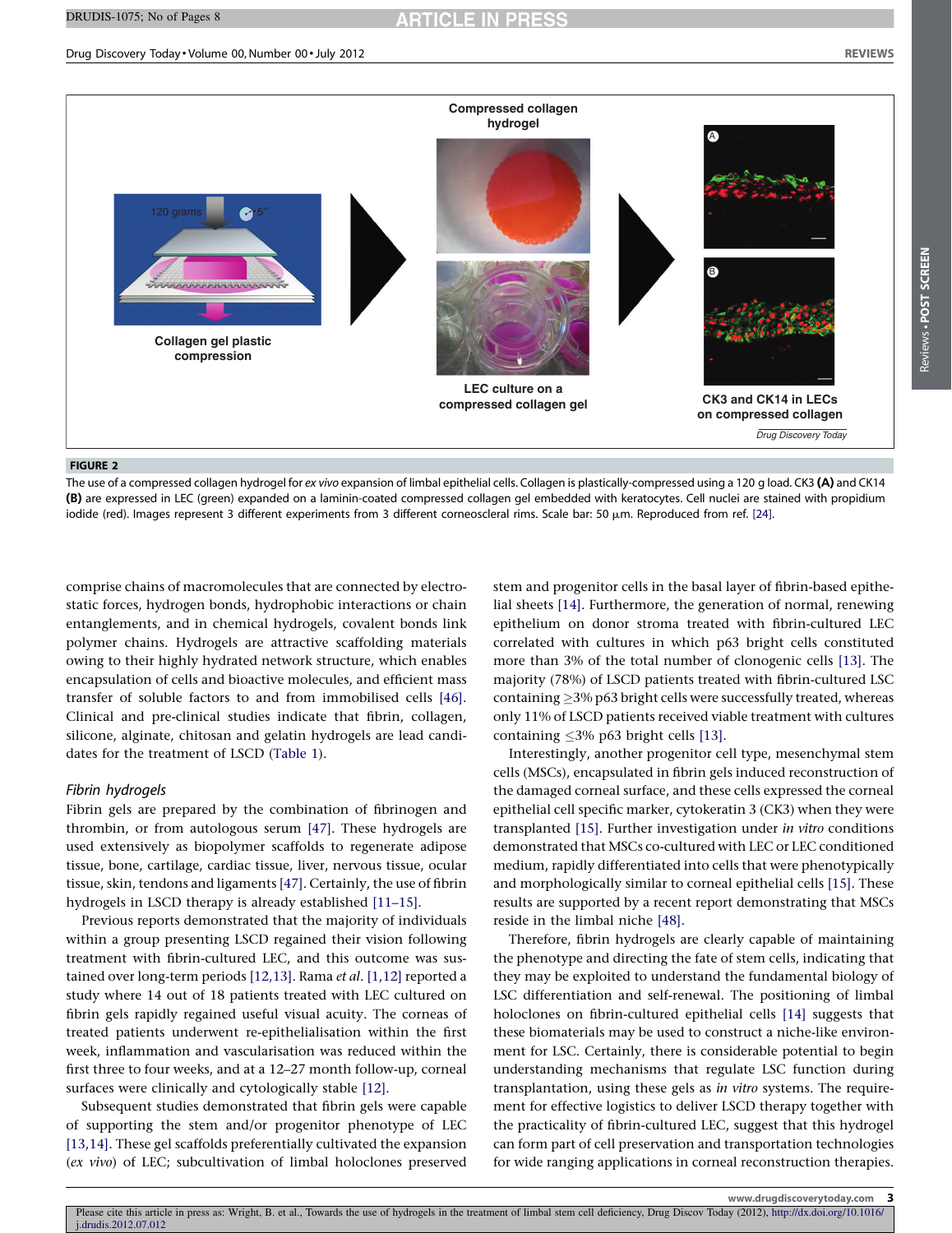**FIGURE 2**

The use of a compressed collagen hydrogel for *ex vivo* expansion of limbal epithelial cells. Collagen is plastically-compressed using a 120 g load. CK3 **(A)** and CK14 **(B)** are expressed in LEC (green) expanded on a laminin-coated compressed collagen gel embedded with keratocytes. Cell nuclei are stained with propidium iodide (red). Images represent 3 different experiments from 3 different corneoscleral rims. Scale bar: 50 μm. Reproduced from ref. [24].

comprise chains of macromolecules that are connected by electrostatic forces, hydrogen bonds, hydrophobic interactions or chain entanglements, and in chemical hydrogels, covalent bonds link polymer chains. Hydrogels are attractive scaffolding materials owing to their highly hydrated network structure, which enables encapsulation of cells and bioactive molecules, and efficient mass transfer of soluble factors to and from immobilised cells [46]. Clinical and pre-clinical studies indicate that fibrin, collagen, silicone, alginate, chitosan and gelatin hydrogels are lead candidates for the treatment of LSCD (Table 1).

### Fibrin hydrogels

Fibrin gels are prepared by the combination of fibrinogen and thrombin, or from autologous serum [47]. These hydrogels are used extensively as biopolymer scaffolds to regenerate adipose tissue, bone, cartilage, cardiac tissue, liver, nervous tissue, ocular tissue, skin, tendons and ligaments [47]. Certainly, the use of fibrin hydrogels in LSCD therapy is already established [11–15].

Previous reports demonstrated that the majority of individuals within a group presenting LSCD regained their vision following treatment with fibrin-cultured LEC, and this outcome was sustained over long-term periods [12,13]. Rama *et al*. [1,12] reported a study where 14 out of 18 patients treated with LEC cultured on fibrin gels rapidly regained useful visual acuity. The corneas of treated patients underwent re-epithelialisation within the first week, inflammation and vascularisation was reduced within the first three to four weeks, and at a 12–27 month follow-up, corneal surfaces were clinically and cytologically stable [12].

Subsequent studies demonstrated that fibrin gels were capable of supporting the stem and/or progenitor phenotype of LEC [13,14]. These gel scaffolds preferentially cultivated the expansion (*ex vivo*) of LEC; subcultivation of limbal holoclones preserved stem and progenitor cells in the basal layer of fibrin-based epithelial sheets [14]. Furthermore, the generation of normal, renewing epithelium on donor stroma treated with fibrin-cultured LEC correlated with cultures in which p63 bright cells constituted more than 3% of the total number of clonogenic cells [13]. The majority (78%) of LSCD patients treated with fibrin-cultured LSC containing ≥3% p63 bright cells were successfully treated, whereas only 11% of LSCD patients received viable treatment with cultures containing ≤3% p63 bright cells [13].

Interestingly, another progenitor cell type, mesenchymal stem cells (MSCs), encapsulated in fibrin gels induced reconstruction of the damaged corneal surface, and these cells expressed the corneal epithelial cell specific marker, cytokeratin 3 (CK3) when they were transplanted [15]. Further investigation under *in vitro* conditions demonstrated that MSCs co-cultured with LEC or LEC conditioned medium, rapidly differentiated into cells that were phenotypically and morphologically similar to corneal epithelial cells [15]. These results are supported by a recent report demonstrating that MSCs reside in the limbal niche [48].

Therefore, fibrin hydrogels are clearly capable of maintaining the phenotype and directing the fate of stem cells, indicating that they may be exploited to understand the fundamental biology of LSC differentiation and self-renewal. The positioning of limbal holoclones on fibrin-cultured epithelial cells [14] suggests that these biomaterials may be used to construct a niche-like environment for LSC. Certainly, there is considerable potential to begin understanding mechanisms that regulate LSC function during transplantation, using these gels as *in vitro* systems. The requirement for effective logistics to deliver LSCD therapy together with the practicality of fibrin-cultured LEC, suggest that this hydrogel can form part of cell preservation and transportation technologies for wide ranging applications in corneal reconstruction therapies.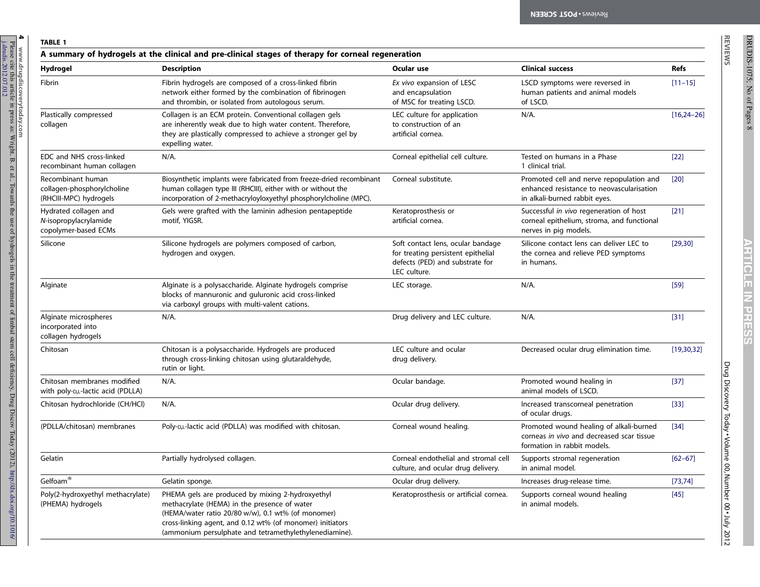**TABLE 1**

**A summary of hydrogels at the clinical and pre-clinical stages of therapy for corneal regeneration**

| Hydrogel | Description | Ocular use | Clinical success | Refs |
|---|---|---|---|---|
| Fibrin | Fibrin hydrogels are composed of a cross-linked fibrin network either formed by the combination of fibrinogen and thrombin, or isolated from autologous serum. | *Ex vivo* expansion of LESC and encapsulation of MSC for treating LSCD. | LSCD symptoms were reversed in human patients and animal models of LSCD. | [11–15] |
| Plastically compressed collagen | Collagen is an ECM protein. Conventional collagen gels are inherently weak due to high water content. Therefore, they are plastically compressed to achieve a stronger gel by expelling water. | LEC culture for application to construction of an artificial cornea. | N/A. | [16,24–26] |
| EDC and NHS cross-linked recombinant human collagen | N/A. | Corneal epithelial cell culture. | Tested on humans in a Phase 1 clinical trial. | [22] |
| Recombinant human collagen-phosphorylcholine (RHCIII-MPC) hydrogels | Biosynthetic implants were fabricated from freeze-dried recombinant human collagen type III (RHCIII), either with or without the incorporation of 2-methacryloyloxyethyl phosphorylcholine (MPC). | Corneal substitute. | Promoted cell and nerve repopulation and enhanced resistance to neovascularisation in alkali-burned rabbit eyes. | [20] |
| Hydrated collagen and *N*-isopropylacrylamide copolymer-based ECMs | Gels were grafted with the laminin adhesion pentapeptide motif, YIGSR. | Keratoprosthesis or artificial cornea. | Successful *in vivo* regeneration of host corneal epithelium, stroma, and functional nerves in pig models. | [21] |
| Silicone | Silicone hydrogels are polymers composed of carbon, hydrogen and oxygen. | Soft contact lens, ocular bandage for treating persistent epithelial defects (PED) and substrate for LEC culture. | Silicone contact lens can deliver LEC to the cornea and relieve PED symptoms in humans. | [29,30] |
| Alginate | Alginate is a polysaccharide. Alginate hydrogels comprise blocks of mannuronic and guluronic acid cross-linked via carboxyl groups with multi-valent cations. | LEC storage. | N/A. | [59] |
| Alginate microspheres incorporated into collagen hydrogels | N/A. | Drug delivery and LEC culture. | N/A. | [31] |
| Chitosan | Chitosan is a polysaccharide. Hydrogels are produced through cross-linking chitosan using glutaraldehyde, rutin or light. | LEC culture and ocular drug delivery. | Decreased ocular drug elimination time. | [19,30,32] |
| Chitosan membranes modified with poly-D,L-lactic acid (PDLLA) | N/A. | Ocular bandage. | Promoted wound healing in animal models of LSCD. | [37] |
| Chitosan hydrochloride (CH/HCl) | N/A. | Ocular drug delivery. | Increased transcorneal penetration of ocular drugs. | [33] |
| (PDLLA/chitosan) membranes | Poly-D,L-lactic acid (PDLLA) was modified with chitosan. | Corneal wound healing. | Promoted wound healing of alkali-burned corneas *in vivo* and decreased scar tissue formation in rabbit models. | [34] |
| Gelatin | Partially hydrolysed collagen. | Corneal endothelial and stromal cell culture, and ocular drug delivery. | Supports stromal regeneration in animal model. | [62–67] |
| Gelfoam® | Gelatin sponge. | Ocular drug delivery. | Increases drug-release time. | [73,74] |
| Poly(2-hydroxyethyl methacrylate) (PHEMA) hydrogels | PHEMA gels are produced by mixing 2-hydroxyethyl methacrylate (HEMA) in the presence of water (HEMA/water ratio 20/80 w/w), 0.1 wt% (of monomer) cross-linking agent, and 0.12 wt% (of monomer) initiators (ammonium persulphate and tetramethylethylenediamine). | Keratoprosthesis or artificial cornea. | Supports corneal wound healing in animal models. | [45] |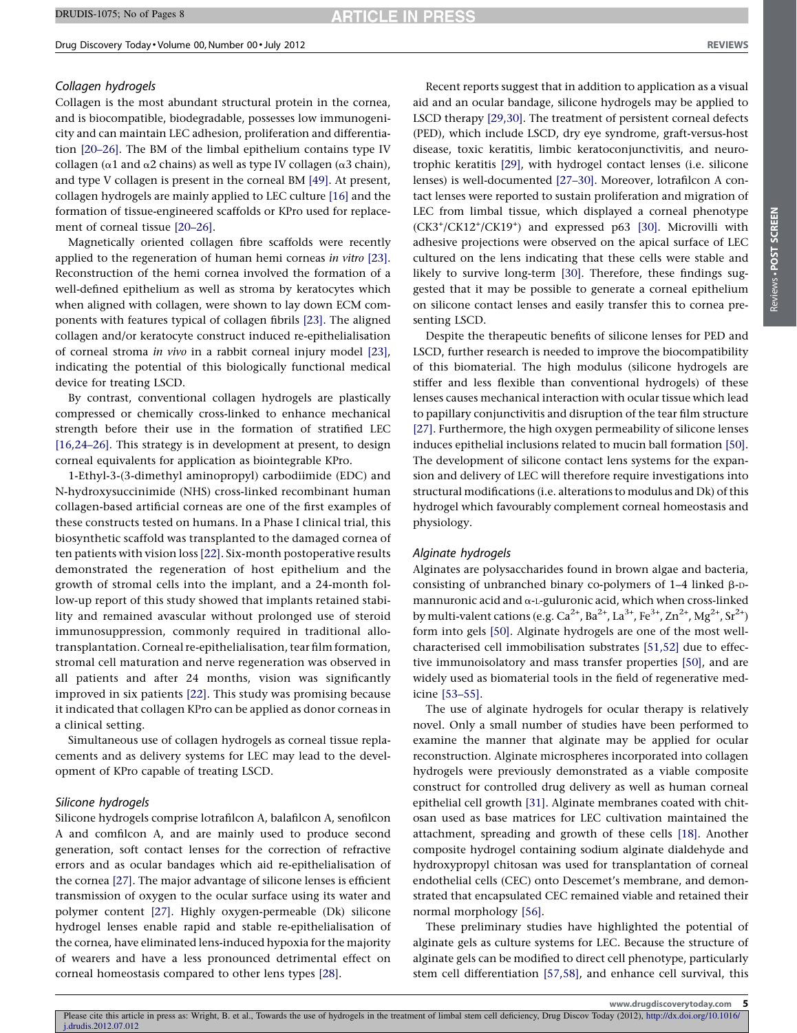### Collagen hydrogels

Collagen is the most abundant structural protein in the cornea, and is biocompatible, biodegradable, possesses low immunogenicity and can maintain LEC adhesion, proliferation and differentiation [20–26]. The BM of the limbal epithelium contains type IV collagen (α1 and α2 chains) as well as type IV collagen (α3 chain), and type V collagen is present in the corneal BM [49]. At present, collagen hydrogels are mainly applied to LEC culture [16] and the formation of tissue-engineered scaffolds or KPro used for replacement of corneal tissue [20–26].

Magnetically oriented collagen fibre scaffolds were recently applied to the regeneration of human hemi corneas *in vitro* [23]. Reconstruction of the hemi cornea involved the formation of a well-defined epithelium as well as stroma by keratocytes which when aligned with collagen, were shown to lay down ECM components with features typical of collagen fibrils [23]. The aligned collagen and/or keratocyte construct induced re-epithelialisation of corneal stroma *in vivo* in a rabbit corneal injury model [23], indicating the potential of this biologically functional medical device for treating LSCD.

By contrast, conventional collagen hydrogels are plastically compressed or chemically cross-linked to enhance mechanical strength before their use in the formation of stratified LEC [16,24–26]. This strategy is in development at present, to design corneal equivalents for application as biointegrable KPro.

1-Ethyl-3-(3-dimethyl aminopropyl) carbodiimide (EDC) and N-hydroxysuccinimide (NHS) cross-linked recombinant human collagen-based artificial corneas are one of the first examples of these constructs tested on humans. In a Phase I clinical trial, this biosynthetic scaffold was transplanted to the damaged cornea of ten patients with vision loss [22]. Six-month postoperative results demonstrated the regeneration of host epithelium and the growth of stromal cells into the implant, and a 24-month follow-up report of this study showed that implants retained stability and remained avascular without prolonged use of steroid immunosuppression, commonly required in traditional allotransplantation. Corneal re-epithelialisation, tear film formation, stromal cell maturation and nerve regeneration was observed in all patients and after 24 months, vision was significantly improved in six patients [22]. This study was promising because it indicated that collagen KPro can be applied as donor corneas in a clinical setting.

Simultaneous use of collagen hydrogels as corneal tissue replacements and as delivery systems for LEC may lead to the development of KPro capable of treating LSCD.

### Silicone hydrogels

Silicone hydrogels comprise lotrafilcon A, balafilcon A, senofilcon A and comfilcon A, and are mainly used to produce second generation, soft contact lenses for the correction of refractive errors and as ocular bandages which aid re-epithelialisation of the cornea [27]. The major advantage of silicone lenses is efficient transmission of oxygen to the ocular surface using its water and polymer content [27]. Highly oxygen-permeable (Dk) silicone hydrogel lenses enable rapid and stable re-epithelialisation of the cornea, have eliminated lens-induced hypoxia for the majority of wearers and have a less pronounced detrimental effect on corneal homeostasis compared to other lens types [28].

Recent reports suggest that in addition to application as a visual aid and an ocular bandage, silicone hydrogels may be applied to LSCD therapy [29,30]. The treatment of persistent corneal defects (PED), which include LSCD, dry eye syndrome, graft-versus-host disease, toxic keratitis, limbic keratoconjunctivitis, and neurotrophic keratitis [29], with hydrogel contact lenses (i.e. silicone lenses) is well-documented [27–30]. Moreover, lotrafilcon A contact lenses were reported to sustain proliferation and migration of LEC from limbal tissue, which displayed a corneal phenotype ($CK3^+/CK12^+/CK19^+$) and expressed p63 [30]. Microvilli with adhesive projections were observed on the apical surface of LEC cultured on the lens indicating that these cells were stable and likely to survive long-term [30]. Therefore, these findings suggested that it may be possible to generate a corneal epithelium on silicone contact lenses and easily transfer this to cornea presenting LSCD.

Despite the therapeutic benefits of silicone lenses for PED and LSCD, further research is needed to improve the biocompatibility of this biomaterial. The high modulus (silicone hydrogels are stiffer and less flexible than conventional hydrogels) of these lenses causes mechanical interaction with ocular tissue which lead to papillary conjunctivitis and disruption of the tear film structure [27]. Furthermore, the high oxygen permeability of silicone lenses induces epithelial inclusions related to mucin ball formation [50]. The development of silicone contact lens systems for the expansion and delivery of LEC will therefore require investigations into structural modifications (i.e. alterations to modulus and Dk) of this hydrogel which favourably complement corneal homeostasis and physiology.

### Alginate hydrogels

Alginates are polysaccharides found in brown algae and bacteria, consisting of unbranched binary co-polymers of 1–4 linked β-D-mannuronic acid and α-L-guluronic acid, which when cross-linked by multi-valent cations (e.g. $Ca^{2+}$, $Ba^{2+}$, $La^{3+}$, $Fe^{3+}$, $Zn^{2+}$, $Mg^{2+}$, $Sr^{2+}$) form into gels [50]. Alginate hydrogels are one of the most well-characterised cell immobilisation substrates [51,52] due to effective immunoisolatory and mass transfer properties [50], and are widely used as biomaterial tools in the field of regenerative medicine [53–55].

The use of alginate hydrogels for ocular therapy is relatively novel. Only a small number of studies have been performed to examine the manner that alginate may be applied for ocular reconstruction. Alginate microspheres incorporated into collagen hydrogels were previously demonstrated as a viable composite construct for controlled drug delivery as well as human corneal epithelial cell growth [31]. Alginate membranes coated with chitosan used as base matrices for LEC cultivation maintained the attachment, spreading and growth of these cells [18]. Another composite hydrogel containing sodium alginate dialdehyde and hydroxypropyl chitosan was used for transplantation of corneal endothelial cells (CEC) onto Descemet's membrane, and demonstrated that encapsulated CEC remained viable and retained their normal morphology [56].

These preliminary studies have highlighted the potential of alginate gels as culture systems for LEC. Because the structure of alginate gels can be modified to direct cell phenotype, particularly stem cell differentiation [57,58], and enhance cell survival, this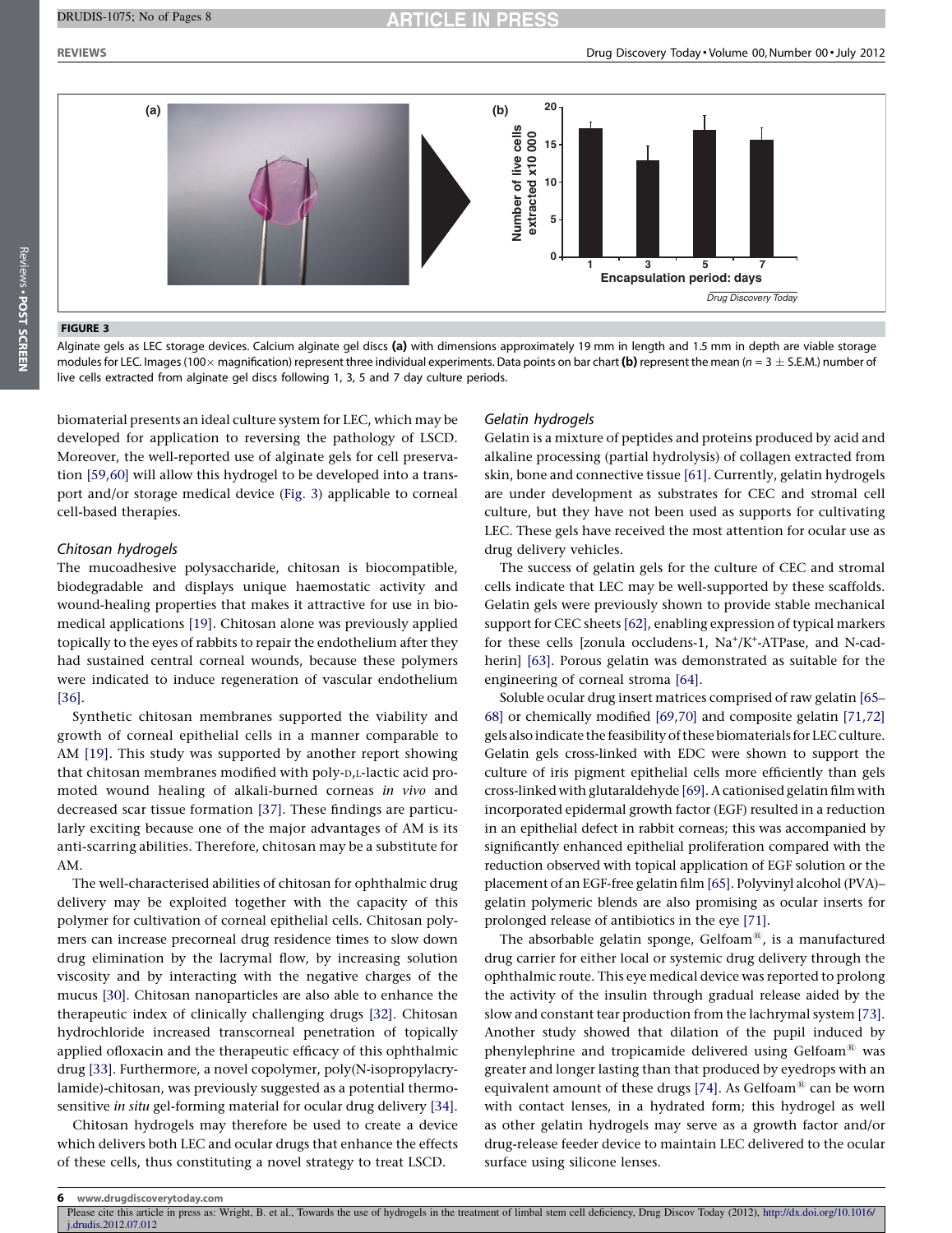**FIGURE 3**

Alginate gels as LEC storage devices. Calcium alginate gel discs **(a)** with dimensions approximately 19 mm in length and 1.5 mm in depth are viable storage modules for LEC. Images (100× magnification) represent three individual experiments. Data points on bar chart **(b)** represent the mean ($n = 3 \pm$ S.E.M.) number of live cells extracted from alginate gel discs following 1, 3, 5 and 7 day culture periods.

biomaterial presents an ideal culture system for LEC, which may be developed for application to reversing the pathology of LSCD. Moreover, the well-reported use of alginate gels for cell preservation [59,60] will allow this hydrogel to be developed into a transport and/or storage medical device (Fig. 3) applicable to corneal cell-based therapies.

### *Chitosan hydrogels*

The mucoadhesive polysaccharide, chitosan is biocompatible, biodegradable and displays unique haemostatic activity and wound-healing properties that makes it attractive for use in biomedical applications [19]. Chitosan alone was previously applied topically to the eyes of rabbits to repair the endothelium after they had sustained central corneal wounds, because these polymers were indicated to induce regeneration of vascular endothelium [36].

Synthetic chitosan membranes supported the viability and growth of corneal epithelial cells in a manner comparable to AM [19]. This study was supported by another report showing that chitosan membranes modified with poly-D,L-lactic acid promoted wound healing of alkali-burned corneas *in vivo* and decreased scar tissue formation [37]. These findings are particularly exciting because one of the major advantages of AM is its anti-scarring abilities. Therefore, chitosan may be a substitute for AM.

The well-characterised abilities of chitosan for ophthalmic drug delivery may be exploited together with the capacity of this polymer for cultivation of corneal epithelial cells. Chitosan polymers can increase precorneal drug residence times to slow down drug elimination by the lacrymal flow, by increasing solution viscosity and by interacting with the negative charges of the mucus [30]. Chitosan nanoparticles are also able to enhance the therapeutic index of clinically challenging drugs [32]. Chitosan hydrochloride increased transcorneal penetration of topically applied ofloxacin and the therapeutic efficacy of this ophthalmic drug [33]. Furthermore, a novel copolymer, poly(N-isopropylacrylamide)-chitosan, was previously suggested as a potential thermo-sensitive *in situ* gel-forming material for ocular drug delivery [34].

Chitosan hydrogels may therefore be used to create a device which delivers both LEC and ocular drugs that enhance the effects of these cells, thus constituting a novel strategy to treat LSCD.

### *Gelatin hydrogels*

Gelatin is a mixture of peptides and proteins produced by acid and alkaline processing (partial hydrolysis) of collagen extracted from skin, bone and connective tissue [61]. Currently, gelatin hydrogels are under development as substrates for CEC and stromal cell culture, but they have not been used as supports for cultivating LEC. These gels have received the most attention for ocular use as drug delivery vehicles.

The success of gelatin gels for the culture of CEC and stromal cells indicate that LEC may be well-supported by these scaffolds. Gelatin gels were previously shown to provide stable mechanical support for CEC sheets [62], enabling expression of typical markers for these cells [zonula occludens-1, $Na^+/K^+$-ATPase, and N-cadherin] [63]. Porous gelatin was demonstrated as suitable for the engineering of corneal stroma [64].

Soluble ocular drug insert matrices comprised of raw gelatin [65–68] or chemically modified [69,70] and composite gelatin [71,72] gels also indicate the feasibility of these biomaterials for LEC culture. Gelatin gels cross-linked with EDC were shown to support the culture of iris pigment epithelial cells more efficiently than gels cross-linked with glutaraldehyde [69]. A cationised gelatin film with incorporated epidermal growth factor (EGF) resulted in a reduction in an epithelial defect in rabbit corneas; this was accompanied by significantly enhanced epithelial proliferation compared with the reduction observed with topical application of EGF solution or the placement of an EGF-free gelatin film [65]. Polyvinyl alcohol (PVA)–gelatin polymeric blends are also promising as ocular inserts for prolonged release of antibiotics in the eye [71].

The absorbable gelatin sponge, Gelfoam®, is a manufactured drug carrier for either local or systemic drug delivery through the ophthalmic route. This eye medical device was reported to prolong the activity of the insulin through gradual release aided by the slow and constant tear production from the lachrymal system [73]. Another study showed that dilation of the pupil induced by phenylephrine and tropicamide delivered using Gelfoam® was greater and longer lasting than that produced by eyedrops with an equivalent amount of these drugs [74]. As Gelfoam® can be worn with contact lenses, in a hydrated form; this hydrogel as well as other gelatin hydrogels may serve as a growth factor and/or drug-release feeder device to maintain LEC delivered to the ocular surface using silicone lenses.

Please cite this article in press as: Wright, B. et al., Towards the use of hydrogels in the treatment of limbal stem cell deficiency, Drug Discov Today (2012), http://dx.doi.org/10.1016/j.drudis.2012.07.012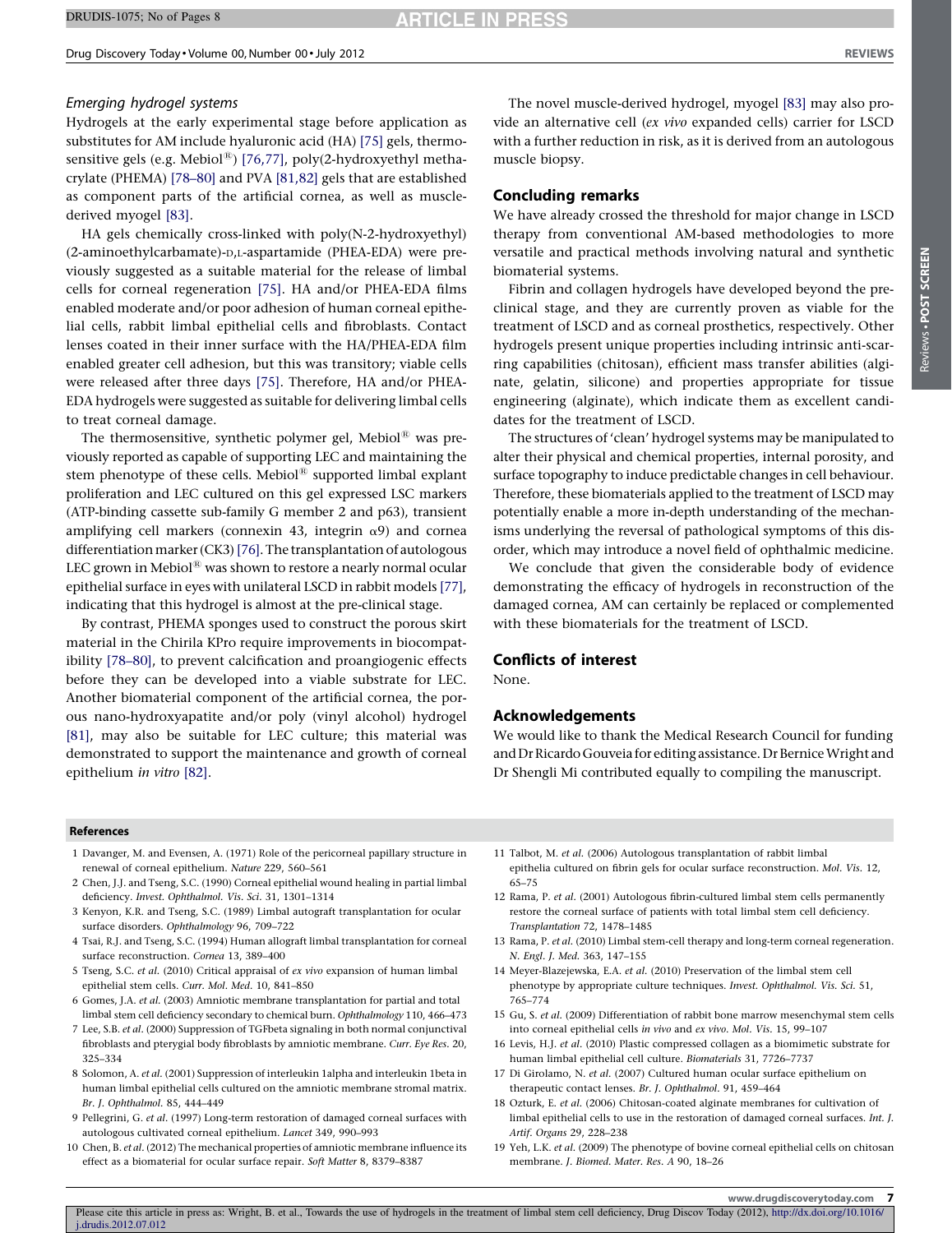### Emerging hydrogel systems

Hydrogels at the early experimental stage before application as substitutes for AM include hyaluronic acid (HA) [75] gels, thermosensitive gels (e.g. Mebiol®) [76,77], poly(2-hydroxyethyl methacrylate (PHEMA) [78–80] and PVA [81,82] gels that are established as component parts of the artificial cornea, as well as muscle-derived myogel [83].

HA gels chemically cross-linked with poly(N-2-hydroxyethyl) (2-aminoethylcarbamate)-D,L-aspartamide (PHEA-EDA) were previously suggested as a suitable material for the release of limbal cells for corneal regeneration [75]. HA and/or PHEA-EDA films enabled moderate and/or poor adhesion of human corneal epithelial cells, rabbit limbal epithelial cells and fibroblasts. Contact lenses coated in their inner surface with the HA/PHEA-EDA film enabled greater cell adhesion, but this was transitory; viable cells were released after three days [75]. Therefore, HA and/or PHEA-EDA hydrogels were suggested as suitable for delivering limbal cells to treat corneal damage.

The thermosensitive, synthetic polymer gel, Mebiol® was previously reported as capable of supporting LEC and maintaining the stem phenotype of these cells. Mebiol® supported limbal explant proliferation and LEC cultured on this gel expressed LSC markers (ATP-binding cassette sub-family G member 2 and p63), transient amplifying cell markers (connexin 43, integrin α9) and cornea differentiation marker (CK3) [76]. The transplantation of autologous LEC grown in Mebiol® was shown to restore a nearly normal ocular epithelial surface in eyes with unilateral LSCD in rabbit models [77], indicating that this hydrogel is almost at the pre-clinical stage.

By contrast, PHEMA sponges used to construct the porous skirt material in the Chirila KPro require improvements in biocompatibility [78–80], to prevent calcification and proangiogenic effects before they can be developed into a viable substrate for LEC. Another biomaterial component of the artificial cornea, the porous nano-hydroxyapatite and/or poly (vinyl alcohol) hydrogel [81], may also be suitable for LEC culture; this material was demonstrated to support the maintenance and growth of corneal epithelium *in vitro* [82].

The novel muscle-derived hydrogel, myogel [83] may also provide an alternative cell (*ex vivo* expanded cells) carrier for LSCD with a further reduction in risk, as it is derived from an autologous muscle biopsy.

## Concluding remarks

We have already crossed the threshold for major change in LSCD therapy from conventional AM-based methodologies to more versatile and practical methods involving natural and synthetic biomaterial systems.

Fibrin and collagen hydrogels have developed beyond the pre-clinical stage, and they are currently proven as viable for the treatment of LSCD and as corneal prosthetics, respectively. Other hydrogels present unique properties including intrinsic anti-scarring capabilities (chitosan), efficient mass transfer abilities (alginate, gelatin, silicone) and properties appropriate for tissue engineering (alginate), which indicate them as excellent candidates for the treatment of LSCD.

The structures of 'clean' hydrogel systems may be manipulated to alter their physical and chemical properties, internal porosity, and surface topography to induce predictable changes in cell behaviour. Therefore, these biomaterials applied to the treatment of LSCD may potentially enable a more in-depth understanding of the mechanisms underlying the reversal of pathological symptoms of this disorder, which may introduce a novel field of ophthalmic medicine.

We conclude that given the considerable body of evidence demonstrating the efficacy of hydrogels in reconstruction of the damaged cornea, AM can certainly be replaced or complemented with these biomaterials for the treatment of LSCD.

## Conflicts of interest

None.

## Acknowledgements

We would like to thank the Medical Research Council for funding and Dr Ricardo Gouveia for editing assistance. Dr Bernice Wright and Dr Shengli Mi contributed equally to compiling the manuscript.

## References

1 Davanger, M. and Evensen, A. (1971) Role of the pericorneal papillary structure in renewal of corneal epithelium. *Nature* 229, 560–561

2 Chen, J.J. and Tseng, S.C. (1990) Corneal epithelial wound healing in partial limbal deficiency. *Invest. Ophthalmol. Vis. Sci.* 31, 1301–1314

3 Kenyon, K.R. and Tseng, S.C. (1989) Limbal autograft transplantation for ocular surface disorders. *Ophthalmology* 96, 709–722

4 Tsai, R.J. and Tseng, S.C. (1994) Human allograft limbal transplantation for corneal surface reconstruction. *Cornea* 13, 389–400

5 Tseng, S.C. *et al.* (2010) Critical appraisal of *ex vivo* expansion of human limbal epithelial stem cells. *Curr. Mol. Med.* 10, 841–850

6 Gomes, J.A. *et al.* (2003) Amniotic membrane transplantation for partial and total limbal stem cell deficiency secondary to chemical burn. *Ophthalmology* 110, 466–473

7 Lee, S.B. *et al.* (2000) Suppression of TGFbeta signaling in both normal conjunctival fibroblasts and pterygial body fibroblasts by amniotic membrane. *Curr. Eye Res.* 20, 325–334

8 Solomon, A. *et al.* (2001) Suppression of interleukin 1alpha and interleukin 1beta in human limbal epithelial cells cultured on the amniotic membrane stromal matrix. *Br. J. Ophthalmol.* 85, 444–449

9 Pellegrini, G. *et al.* (1997) Long-term restoration of damaged corneal surfaces with autologous cultivated corneal epithelium. *Lancet* 349, 990–993

10 Chen, B. *et al.* (2012) The mechanical properties of amniotic membrane influence its effect as a biomaterial for ocular surface repair. *Soft Matter* 8, 8379–8387

11 Talbot, M. *et al.* (2006) Autologous transplantation of rabbit limbal epithelia cultured on fibrin gels for ocular surface reconstruction. *Mol. Vis.* 12, 65–75

12 Rama, P. *et al.* (2001) Autologous fibrin-cultured limbal stem cells permanently restore the corneal surface of patients with total limbal stem cell deficiency. *Transplantation* 72, 1478–1485

13 Rama, P. *et al.* (2010) Limbal stem-cell therapy and long-term corneal regeneration. *N. Engl. J. Med.* 363, 147–155

14 Meyer-Blazejewska, E.A. *et al.* (2010) Preservation of the limbal stem cell phenotype by appropriate culture techniques. *Invest. Ophthalmol. Vis. Sci.* 51, 765–774

15 Gu, S. *et al.* (2009) Differentiation of rabbit bone marrow mesenchymal stem cells into corneal epithelial cells *in vivo* and *ex vivo*. *Mol. Vis.* 15, 99–107

16 Levis, H.J. *et al.* (2010) Plastic compressed collagen as a biomimetic substrate for human limbal epithelial cell culture. *Biomaterials* 31, 7726–7737

17 Di Girolamo, N. *et al.* (2007) Cultured human ocular surface epithelium on therapeutic contact lenses. *Br. J. Ophthalmol.* 91, 459–464

18 Ozturk, E. *et al.* (2006) Chitosan-coated alginate membranes for cultivation of limbal epithelial cells to use in the restoration of damaged corneal surfaces. *Int. J. Artif. Organs* 29, 228–238

19 Yeh, L.K. *et al.* (2009) The phenotype of bovine corneal epithelial cells on chitosan membrane. *J. Biomed. Mater. Res. A* 90, 18–26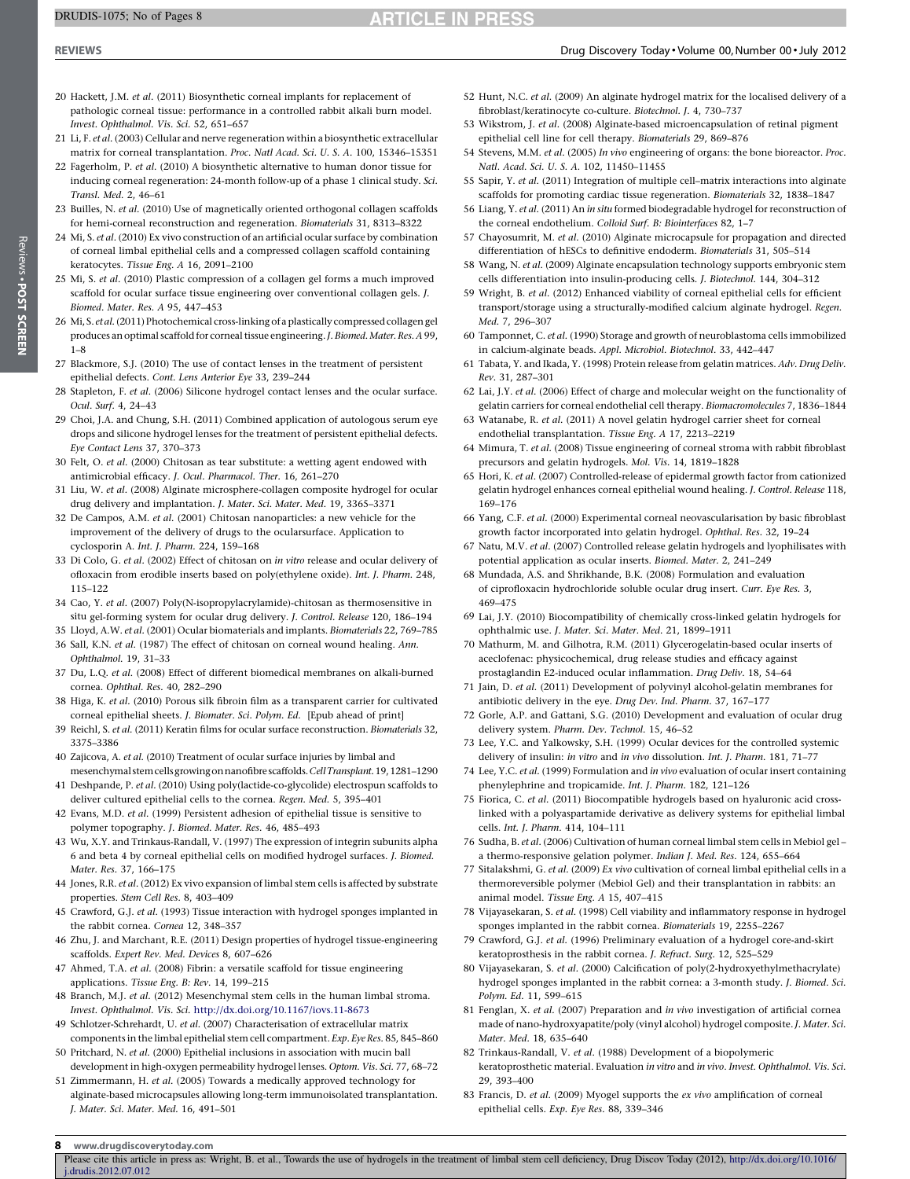20 Hackett, J.M. *et al.* (2011) Biosynthetic corneal implants for replacement of pathologic corneal tissue: performance in a controlled rabbit alkali burn model. *Invest. Ophthalmol. Vis. Sci.* 52, 651–657

21 Li, F. *et al.* (2003) Cellular and nerve regeneration within a biosynthetic extracellular matrix for corneal transplantation. *Proc. Natl Acad. Sci. U. S. A.* 100, 15346–15351

22 Fagerholm, P. *et al.* (2010) A biosynthetic alternative to human donor tissue for inducing corneal regeneration: 24-month follow-up of a phase 1 clinical study. *Sci. Transl. Med.* 2, 46–61

23 Builles, N. *et al.* (2010) Use of magnetically oriented orthogonal collagen scaffolds for hemi-corneal reconstruction and regeneration. *Biomaterials* 31, 8313–8322

24 Mi, S. *et al.* (2010) Ex vivo construction of an artificial ocular surface by combination of corneal limbal epithelial cells and a compressed collagen scaffold containing keratocytes. *Tissue Eng. A* 16, 2091–2100

25 Mi, S. *et al.* (2010) Plastic compression of a collagen gel forms a much improved scaffold for ocular surface tissue engineering over conventional collagen gels. *J. Biomed. Mater. Res. A* 95, 447–453

26 Mi, S. *et al.* (2011) Photochemical cross-linking of a plastically compressed collagen gel produces an optimal scaffold for corneal tissue engineering. *J. Biomed. Mater. Res. A* 99, 1–8

27 Blackmore, S.J. (2010) The use of contact lenses in the treatment of persistent epithelial defects. *Cont. Lens Anterior Eye* 33, 239–244

28 Stapleton, F. *et al.* (2006) Silicone hydrogel contact lenses and the ocular surface. *Ocul. Surf.* 4, 24–43

29 Choi, J.A. and Chung, S.H. (2011) Combined application of autologous serum eye drops and silicone hydrogel lenses for the treatment of persistent epithelial defects. *Eye Contact Lens* 37, 370–373

30 Felt, O. *et al.* (2000) Chitosan as tear substitute: a wetting agent endowed with antimicrobial efficacy. *J. Ocul. Pharmacol. Ther.* 16, 261–270

31 Liu, W. *et al.* (2008) Alginate microsphere-collagen composite hydrogel for ocular drug delivery and implantation. *J. Mater. Sci. Mater. Med.* 19, 3365–3371

32 De Campos, A.M. *et al.* (2001) Chitosan nanoparticles: a new vehicle for the improvement of the delivery of drugs to the ocularsurface. Application to cyclosporin A. *Int. J. Pharm.* 224, 159–168

33 Di Colo, G. *et al.* (2002) Effect of chitosan on *in vitro* release and ocular delivery of ofloxacin from erodible inserts based on poly(ethylene oxide). *Int. J. Pharm.* 248, 115–122

34 Cao, Y. *et al.* (2007) Poly(N-isopropylacrylamide)-chitosan as thermosensitive in situ gel-forming system for ocular drug delivery. *J. Control. Release* 120, 186–194

35 Lloyd, A.W. *et al.* (2001) Ocular biomaterials and implants. *Biomaterials* 22, 769–785

36 Sall, K.N. *et al.* (1987) The effect of chitosan on corneal wound healing. *Ann. Ophthalmol.* 19, 31–33

37 Du, L.Q. *et al.* (2008) Effect of different biomedical membranes on alkali-burned cornea. *Ophthal. Res.* 40, 282–290

38 Higa, K. *et al.* (2010) Porous silk fibroin film as a transparent carrier for cultivated corneal epithelial sheets. *J. Biomater. Sci. Polym. Ed.* [Epub ahead of print]

39 Reichl, S. *et al.* (2011) Keratin films for ocular surface reconstruction. *Biomaterials* 32, 3375–3386

40 Zajicova, A. *et al.* (2010) Treatment of ocular surface injuries by limbal and mesenchymal stem cells growing on nanofibre scaffolds. *Cell Transplant.* 19, 1281–1290

41 Deshpande, P. *et al.* (2010) Using poly(lactide-co-glycolide) electrospun scaffolds to deliver cultured epithelial cells to the cornea. *Regen. Med.* 5, 395–401

42 Evans, M.D. *et al.* (1999) Persistent adhesion of epithelial tissue is sensitive to polymer topography. *J. Biomed. Mater. Res.* 46, 485–493

43 Wu, X.Y. and Trinkaus-Randall, V. (1997) The expression of integrin subunits alpha 6 and beta 4 by corneal epithelial cells on modified hydrogel surfaces. *J. Biomed. Mater. Res.* 37, 166–175

44 Jones, R.R. *et al.* (2012) Ex vivo expansion of limbal stem cells is affected by substrate properties. *Stem Cell Res.* 8, 403–409

45 Crawford, G.J. *et al.* (1993) Tissue interaction with hydrogel sponges implanted in the rabbit cornea. *Cornea* 12, 348–357

46 Zhu, J. and Marchant, R.E. (2011) Design properties of hydrogel tissue-engineering scaffolds. *Expert Rev. Med. Devices* 8, 607–626

47 Ahmed, T.A. *et al.* (2008) Fibrin: a versatile scaffold for tissue engineering applications. *Tissue Eng. B: Rev.* 14, 199–215

48 Branch, M.J. *et al.* (2012) Mesenchymal stem cells in the human limbal stroma. *Invest. Ophthalmol. Vis. Sci.* http://dx.doi.org/10.1167/iovs.11-8673

49 Schlotzer-Schrehardt, U. *et al.* (2007) Characterisation of extracellular matrix components in the limbal epithelial stem cell compartment. *Exp. Eye Res.* 85, 845–860

50 Pritchard, N. *et al.* (2000) Epithelial inclusions in association with mucin ball development in high-oxygen permeability hydrogel lenses. *Optom. Vis. Sci.* 77, 68–72

51 Zimmermann, H. *et al.* (2005) Towards a medically approved technology for alginate-based microcapsules allowing long-term immunoisolated transplantation. *J. Mater. Sci. Mater. Med.* 16, 491–501

52 Hunt, N.C. *et al.* (2009) An alginate hydrogel matrix for the localised delivery of a fibroblast/keratinocyte co-culture. *Biotechnol. J.* 4, 730–737

53 Wikstrom, J. *et al.* (2008) Alginate-based microencapsulation of retinal pigment epithelial cell line for cell therapy. *Biomaterials* 29, 869–876

54 Stevens, M.M. *et al.* (2005) *In vivo* engineering of organs: the bone bioreactor. *Proc. Natl. Acad. Sci. U. S. A.* 102, 11450–11455

55 Sapir, Y. *et al.* (2011) Integration of multiple cell–matrix interactions into alginate scaffolds for promoting cardiac tissue regeneration. *Biomaterials* 32, 1838–1847

56 Liang, Y. *et al.* (2011) An *in situ* formed biodegradable hydrogel for reconstruction of the corneal endothelium. *Colloid Surf. B: Biointerfaces* 82, 1–7

57 Chayosumrit, M. *et al.* (2010) Alginate microcapsule for propagation and directed differentiation of hESCs to definitive endoderm. *Biomaterials* 31, 505–514

58 Wang, N. *et al.* (2009) Alginate encapsulation technology supports embryonic stem cells differentiation into insulin-producing cells. *J. Biotechnol.* 144, 304–312

59 Wright, B. *et al.* (2012) Enhanced viability of corneal epithelial cells for efficient transport/storage using a structurally-modified calcium alginate hydrogel. *Regen. Med.* 7, 296–307

60 Tamponnet, C. *et al.* (1990) Storage and growth of neuroblastoma cells immobilized in calcium-alginate beads. *Appl. Microbiol. Biotechnol.* 33, 442–447

61 Tabata, Y. and Ikada, Y. (1998) Protein release from gelatin matrices. *Adv. Drug Deliv. Rev.* 31, 287–301

62 Lai, J.Y. *et al.* (2006) Effect of charge and molecular weight on the functionality of gelatin carriers for corneal endothelial cell therapy. *Biomacromolecules* 7, 1836–1844

63 Watanabe, R. *et al.* (2011) A novel gelatin hydrogel carrier sheet for corneal endothelial transplantation. *Tissue Eng. A* 17, 2213–2219

64 Mimura, T. *et al.* (2008) Tissue engineering of corneal stroma with rabbit fibroblast precursors and gelatin hydrogels. *Mol. Vis.* 14, 1819–1828

65 Hori, K. *et al.* (2007) Controlled-release of epidermal growth factor from cationized gelatin hydrogel enhances corneal epithelial wound healing. *J. Control. Release* 118, 169–176

66 Yang, C.F. *et al.* (2000) Experimental corneal neovascularisation by basic fibroblast growth factor incorporated into gelatin hydrogel. *Ophthal. Res.* 32, 19–24

67 Natu, M.V. *et al.* (2007) Controlled release gelatin hydrogels and lyophilisates with potential application as ocular inserts. *Biomed. Mater.* 2, 241–249

68 Mundada, A.S. and Shrikhande, B.K. (2008) Formulation and evaluation of ciprofloxacin hydrochloride soluble ocular drug insert. *Curr. Eye Res.* 3, 469–475

69 Lai, J.Y. (2010) Biocompatibility of chemically cross-linked gelatin hydrogels for ophthalmic use. *J. Mater. Sci. Mater. Med.* 21, 1899–1911

70 Mathurm, M. and Gilhotra, R.M. (2011) Glycerogelatin-based ocular inserts of aceclofenac: physicochemical, drug release studies and efficacy against prostaglandin E2-induced ocular inflammation. *Drug Deliv.* 18, 54–64

71 Jain, D. *et al.* (2011) Development of polyvinyl alcohol-gelatin membranes for antibiotic delivery in the eye. *Drug Dev. Ind. Pharm.* 37, 167–177

72 Gorle, A.P. and Gattani, S.G. (2010) Development and evaluation of ocular drug delivery system. *Pharm. Dev. Technol.* 15, 46–52

73 Lee, Y.C. and Yalkowsky, S.H. (1999) Ocular devices for the controlled systemic delivery of insulin: *in vitro* and *in vivo* dissolution. *Int. J. Pharm.* 181, 71–77

74 Lee, Y.C. *et al.* (1999) Formulation and *in vivo* evaluation of ocular insert containing phenylephrine and tropicamide. *Int. J. Pharm.* 182, 121–126

75 Fiorica, C. *et al.* (2011) Biocompatible hydrogels based on hyaluronic acid cross-linked with a polyaspartamide derivative as delivery systems for epithelial limbal cells. *Int. J. Pharm.* 414, 104–111

76 Sudha, B. *et al.* (2006) Cultivation of human corneal limbal stem cells in Mebiol gel – a thermo-responsive gelation polymer. *Indian J. Med. Res.* 124, 655–664

77 Sitalakshmi, G. *et al.* (2009) *Ex vivo* cultivation of corneal limbal epithelial cells in a thermoreversible polymer (Mebiol Gel) and their transplantation in rabbits: an animal model. *Tissue Eng. A* 15, 407–415

78 Vijayasekaran, S. *et al.* (1998) Cell viability and inflammatory response in hydrogel sponges implanted in the rabbit cornea. *Biomaterials* 19, 2255–2267

79 Crawford, G.J. *et al.* (1996) Preliminary evaluation of a hydrogel core-and-skirt keratoprosthesis in the rabbit cornea. *J. Refract. Surg.* 12, 525–529

80 Vijayasekaran, S. *et al.* (2000) Calcification of poly(2-hydroxyethylmethacrylate) hydrogel sponges implanted in the rabbit cornea: a 3-month study. *J. Biomed. Sci. Polym. Ed.* 11, 599–615

81 Fenglan, X. *et al.* (2007) Preparation and *in vivo* investigation of artificial cornea made of nano-hydroxyapatite/poly (vinyl alcohol) hydrogel composite. *J. Mater. Sci. Mater. Med.* 18, 635–640

82 Trinkaus-Randall, V. *et al.* (1988) Development of a biopolymeric keratoprosthetic material. Evaluation *in vitro* and *in vivo*. *Invest. Ophthalmol. Vis. Sci.* 29, 393–400

83 Francis, D. *et al.* (2009) Myogel supports the *ex vivo* amplification of corneal epithelial cells. *Exp. Eye Res.* 88, 339–346